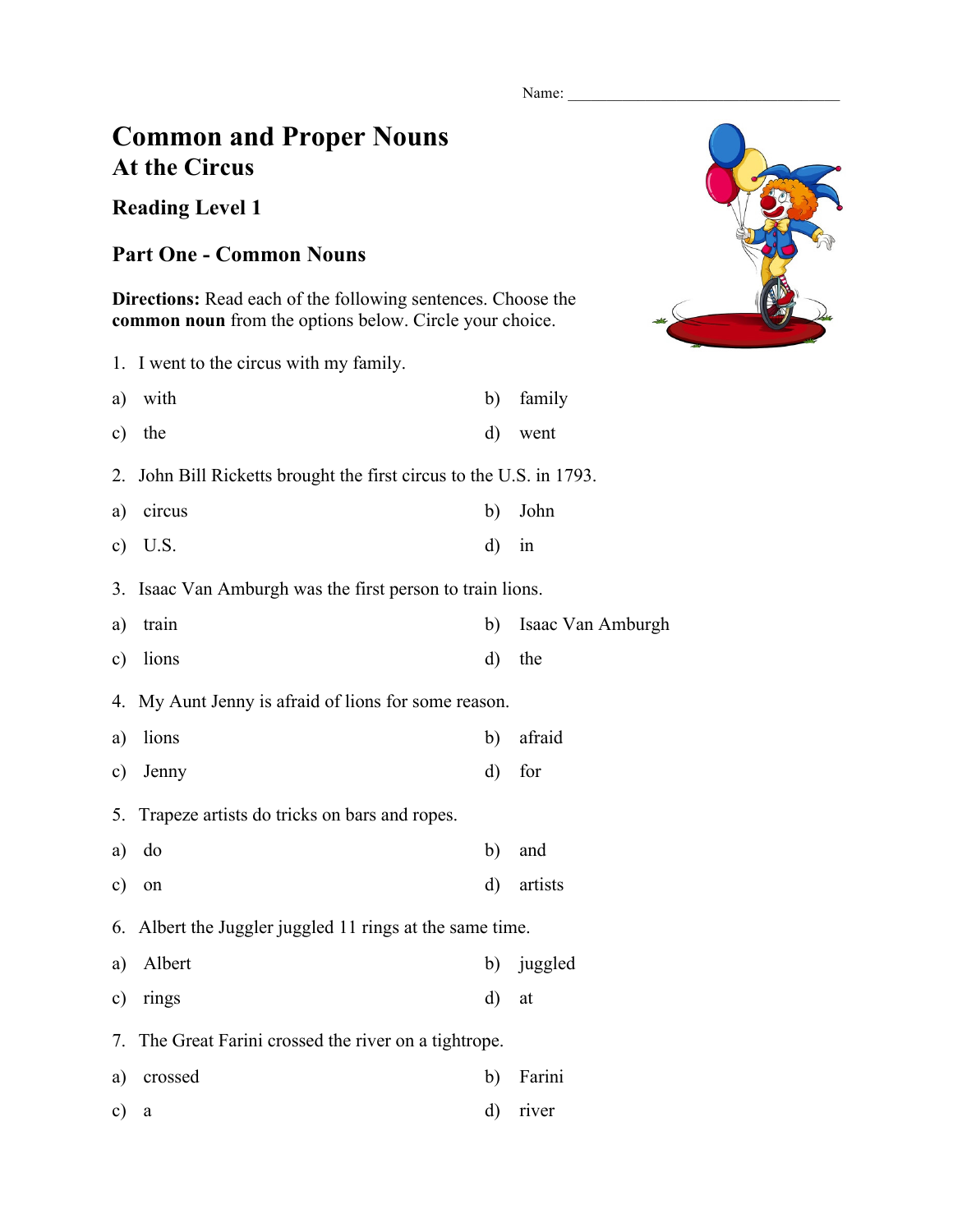Name: ___________________________________

# Common and Proper Nouns
## At the Circus

### Reading Level 1

### Part One - Common Nouns

**Directions:** Read each of the following sentences. Choose the **common noun** from the options below. Circle your choice.

1. I went to the circus with my family.

a) with
b) family
c) the
d) went

2. John Bill Ricketts brought the first circus to the U.S. in 1793.

a) circus
b) John
c) U.S.
d) in

3. Isaac Van Amburgh was the first person to train lions.

a) train
b) Isaac Van Amburgh
c) lions
d) the

4. My Aunt Jenny is afraid of lions for some reason.

a) lions
b) afraid
c) Jenny
d) for

5. Trapeze artists do tricks on bars and ropes.

a) do
b) and
c) on
d) artists

6. Albert the Juggler juggled 11 rings at the same time.

a) Albert
b) juggled
c) rings
d) at

7. The Great Farini crossed the river on a tightrope.

a) crossed
b) Farini
c) a
d) river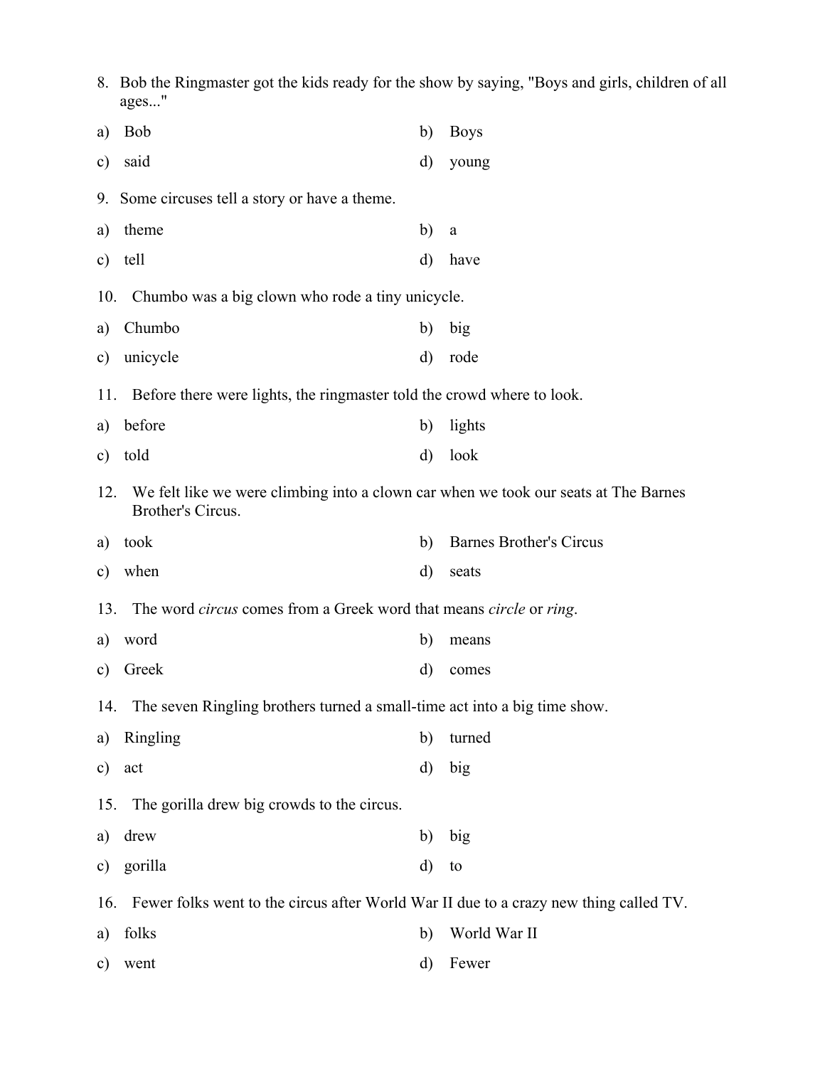8. Bob the Ringmaster got the kids ready for the show by saying, "Boys and girls, children of all ages..."

a) Bob  
b) Boys  
c) said  
d) young

9. Some circuses tell a story or have a theme.

a) theme  
b) a  
c) tell  
d) have

10. Chumbo was a big clown who rode a tiny unicycle.

a) Chumbo  
b) big  
c) unicycle  
d) rode

11. Before there were lights, the ringmaster told the crowd where to look.

a) before  
b) lights  
c) told  
d) look

12. We felt like we were climbing into a clown car when we took our seats at The Barnes Brother's Circus.

a) took  
b) Barnes Brother's Circus  
c) when  
d) seats

13. The word *circus* comes from a Greek word that means *circle* or *ring*.

a) word  
b) means  
c) Greek  
d) comes

14. The seven Ringling brothers turned a small-time act into a big time show.

a) Ringling  
b) turned  
c) act  
d) big

15. The gorilla drew big crowds to the circus.

a) drew  
b) big  
c) gorilla  
d) to

16. Fewer folks went to the circus after World War II due to a crazy new thing called TV.

a) folks  
b) World War II  
c) went  
d) Fewer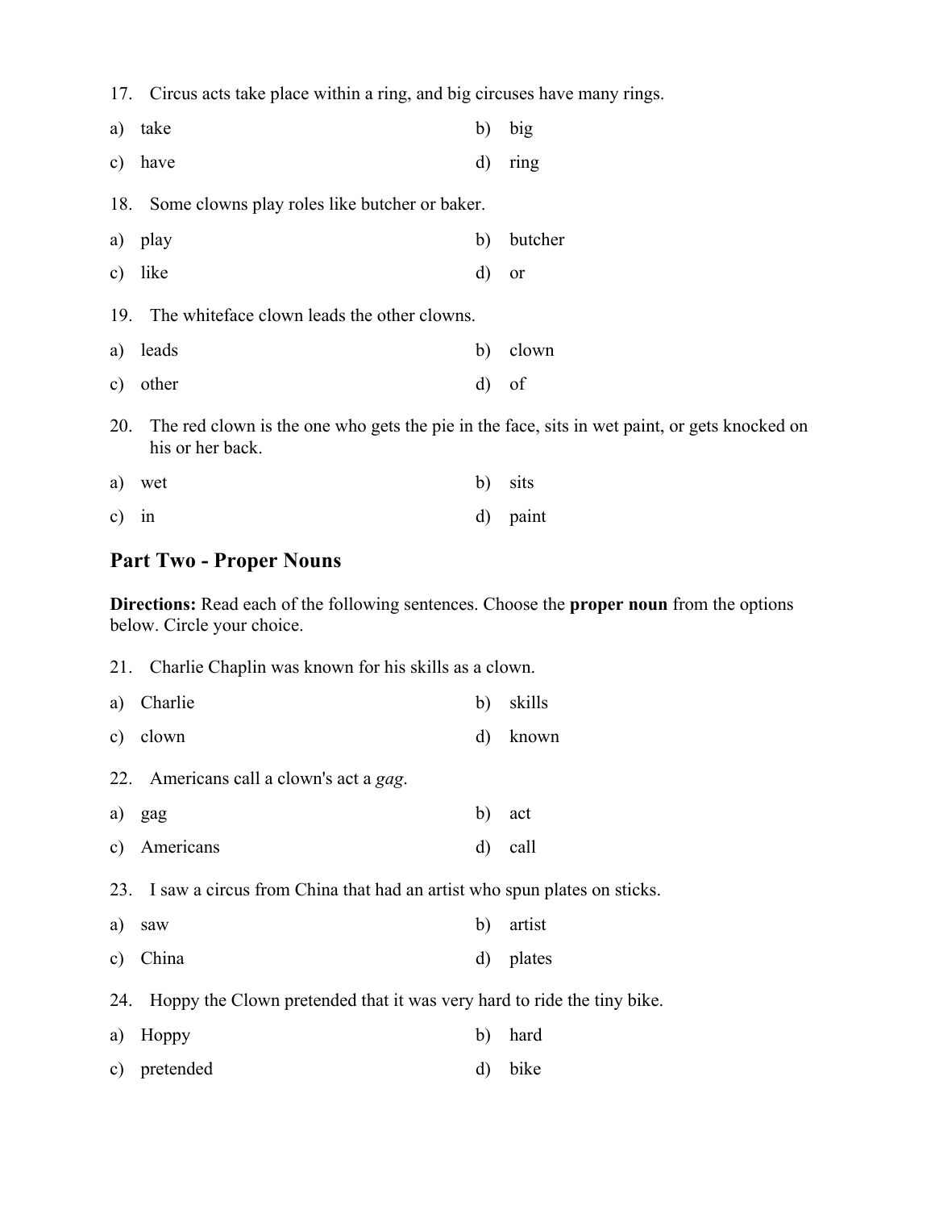17. Circus acts take place within a ring, and big circuses have many rings.

a) take  
b) big  
c) have  
d) ring

18. Some clowns play roles like butcher or baker.

a) play  
b) butcher  
c) like  
d) or

19. The whiteface clown leads the other clowns.

a) leads  
b) clown  
c) other  
d) of

20. The red clown is the one who gets the pie in the face, sits in wet paint, or gets knocked on his or her back.

a) wet  
b) sits  
c) in  
d) paint

## Part Two - Proper Nouns

**Directions:** Read each of the following sentences. Choose the **proper noun** from the options below. Circle your choice.

21. Charlie Chaplin was known for his skills as a clown.

a) Charlie  
b) skills  
c) clown  
d) known

22. Americans call a clown's act a *gag*.

a) gag  
b) act  
c) Americans  
d) call

23. I saw a circus from China that had an artist who spun plates on sticks.

a) saw  
b) artist  
c) China  
d) plates

24. Hoppy the Clown pretended that it was very hard to ride the tiny bike.

a) Hoppy  
b) hard  
c) pretended  
d) bike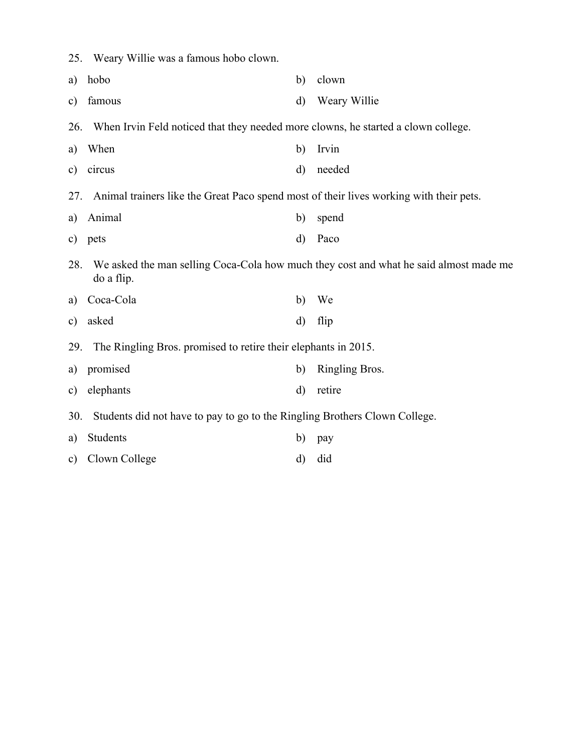25. Weary Willie was a famous hobo clown.

a) hobo
b) clown
c) famous
d) Weary Willie

26. When Irvin Feld noticed that they needed more clowns, he started a clown college.

a) When
b) Irvin
c) circus
d) needed

27. Animal trainers like the Great Paco spend most of their lives working with their pets.

a) Animal
b) spend
c) pets
d) Paco

28. We asked the man selling Coca-Cola how much they cost and what he said almost made me do a flip.

a) Coca-Cola
b) We
c) asked
d) flip

29. The Ringling Bros. promised to retire their elephants in 2015.

a) promised
b) Ringling Bros.
c) elephants
d) retire

30. Students did not have to pay to go to the Ringling Brothers Clown College.

a) Students
b) pay
c) Clown College
d) did